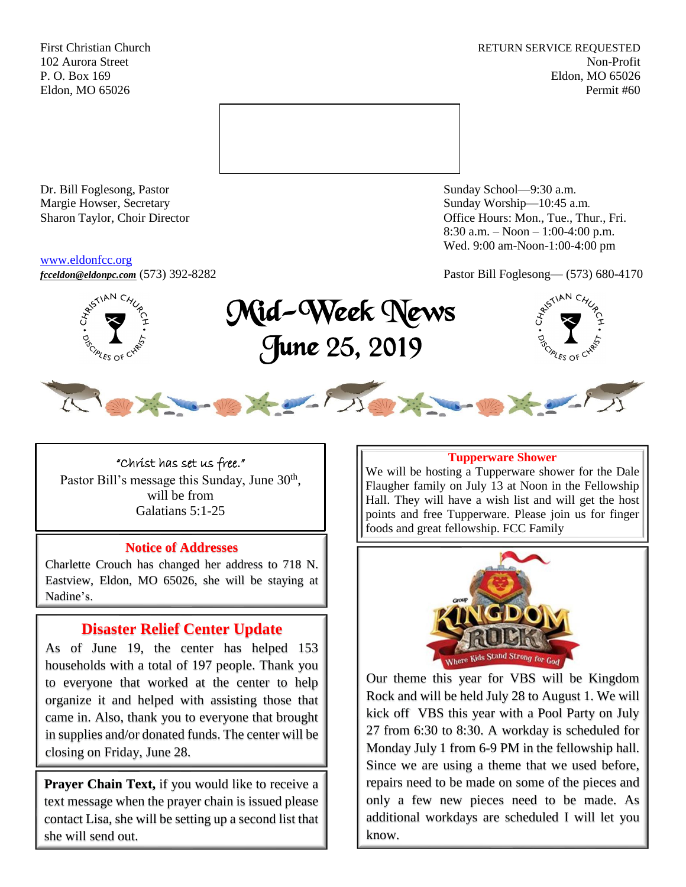First Christian Church
102 Aurora Street
P. O. Box 169
Eldon, MO 65026

RETURN SERVICE REQUESTED
Non-Profit
Eldon, MO 65026
Permit #60

Dr. Bill Foglesong, Pastor
Margie Howser, Secretary
Sharon Taylor, Choir Director

Sunday School—9:30 a.m.
Sunday Worship—10:45 a.m.
Office Hours: Mon., Tue., Thur., Fri.
8:30 a.m. – Noon – 1:00-4:00 p.m.
Wed. 9:00 am-Noon-1:00-4:00 pm

www.eldonfcc.org
***fcceldon@eldonpc.com*** (573) 392-8282

Pastor Bill Foglesong— (573) 680-4170

# Mid-Week News
# June 25, 2019

"Christ has set us free."
Pastor Bill's message this Sunday, June 30th, will be from Galatians 5:1-25

## Notice of Addresses

Charlette Crouch has changed her address to 718 N. Eastview, Eldon, MO 65026, she will be staying at Nadine's.

## Disaster Relief Center Update

As of June 19, the center has helped 153 households with a total of 197 people. Thank you to everyone that worked at the center to help organize it and helped with assisting those that came in. Also, thank you to everyone that brought in supplies and/or donated funds. The center will be closing on Friday, June 28.

**Prayer Chain Text,** if you would like to receive a text message when the prayer chain is issued please contact Lisa, she will be setting up a second list that she will send out.

## Tupperware Shower

We will be hosting a Tupperware shower for the Dale Flaugher family on July 13 at Noon in the Fellowship Hall. They will have a wish list and will get the host points and free Tupperware. Please join us for finger foods and great fellowship. FCC Family

Group KINGDOM ROCK — Where Kids Stand Strong for God

Our theme this year for VBS will be Kingdom Rock and will be held July 28 to August 1. We will kick off VBS this year with a Pool Party on July 27 from 6:30 to 8:30. A workday is scheduled for Monday July 1 from 6-9 PM in the fellowship hall. Since we are using a theme that we used before, repairs need to be made on some of the pieces and only a few new pieces need to be made. As additional workdays are scheduled I will let you know.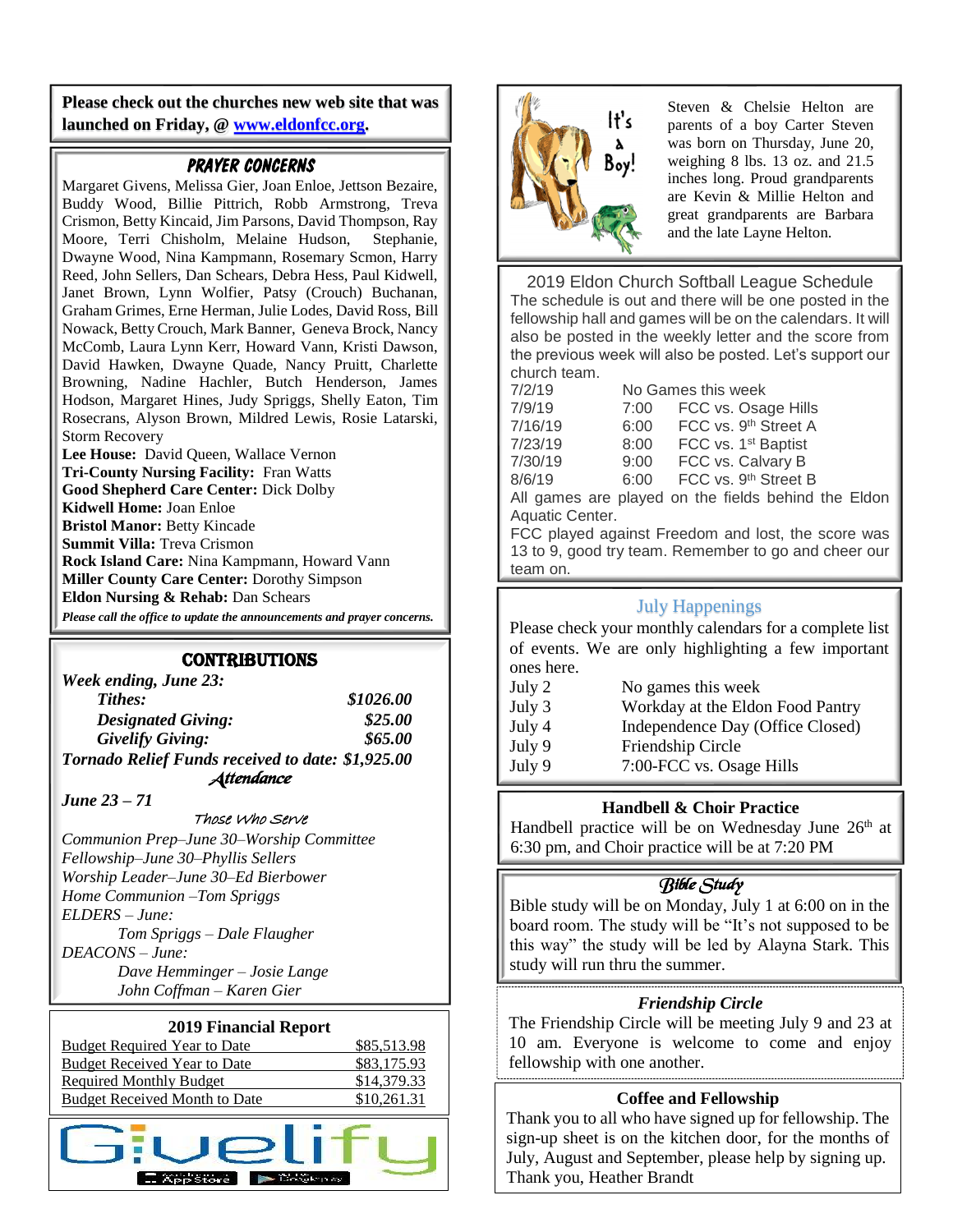**Please check out the churches new web site that was launched on Friday, @ www.eldonfcc.org.**

## PRAYER CONCERNS

Margaret Givens, Melissa Gier, Joan Enloe, Jettson Bezaire, Buddy Wood, Billie Pittrich, Robb Armstrong, Treva Crismon, Betty Kincaid, Jim Parsons, David Thompson, Ray Moore, Terri Chisholm, Melaine Hudson, Stephanie, Dwayne Wood, Nina Kampmann, Rosemary Scmon, Harry Reed, John Sellers, Dan Schears, Debra Hess, Paul Kidwell, Janet Brown, Lynn Wolfier, Patsy (Crouch) Buchanan, Graham Grimes, Erne Herman, Julie Lodes, David Ross, Bill Nowack, Betty Crouch, Mark Banner, Geneva Brock, Nancy McComb, Laura Lynn Kerr, Howard Vann, Kristi Dawson, David Hawken, Dwayne Quade, Nancy Pruitt, Charlette Browning, Nadine Hachler, Butch Henderson, James Hodson, Margaret Hines, Judy Spriggs, Shelly Eaton, Tim Rosecrans, Alyson Brown, Mildred Lewis, Rosie Latarski, Storm Recovery

**Lee House:** David Queen, Wallace Vernon
**Tri-County Nursing Facility:** Fran Watts
**Good Shepherd Care Center:** Dick Dolby
**Kidwell Home:** Joan Enloe
**Bristol Manor:** Betty Kincade
**Summit Villa:** Treva Crismon
**Rock Island Care:** Nina Kampmann, Howard Vann
**Miller County Care Center:** Dorothy Simpson
**Eldon Nursing & Rehab:** Dan Schears

***Please call the office to update the announcements and prayer concerns.***

## CONTRIBUTIONS

***Week ending, June 23:***

| | |
|---|---|
| ***Tithes:*** | ***$1026.00*** |
| ***Designated Giving:*** | ***$25.00*** |
| ***Givelify Giving:*** | ***$65.00*** |

***Tornado Relief Funds received to date: $1,925.00***

### *Attendance*

***June 23 – 71***

*Those Who Serve*

*Communion Prep–June 30–Worship Committee*
*Fellowship–June 30–Phyllis Sellers*
*Worship Leader–June 30–Ed Bierbower*
*Home Communion –Tom Spriggs*
*ELDERS – June:*
*Tom Spriggs – Dale Flaugher*
*DEACONS – June:*
*Dave Hemminger – Josie Lange*
*John Coffman – Karen Gier*

### 2019 Financial Report

| | |
|---|---|
| Budget Required Year to Date | $85,513.98 |
| Budget Received Year to Date | $83,175.93 |
| Required Monthly Budget | $14,379.33 |
| Budget Received Month to Date | $10,261.31 |

Givelify

It's a Boy!

Steven & Chelsie Helton are parents of a boy Carter Steven was born on Thursday, June 20, weighing 8 lbs. 13 oz. and 21.5 inches long. Proud grandparents are Kevin & Millie Helton and great grandparents are Barbara and the late Layne Helton.

## 2019 Eldon Church Softball League Schedule

The schedule is out and there will be one posted in the fellowship hall and games will be on the calendars. It will also be posted in the weekly letter and the score from the previous week will also be posted. Let's support our church team.

| | | |
|---|---|---|
| 7/2/19 | No Games this week | |
| 7/9/19 | 7:00 | FCC vs. Osage Hills |
| 7/16/19 | 6:00 | FCC vs. 9th Street A |
| 7/23/19 | 8:00 | FCC vs. 1st Baptist |
| 7/30/19 | 9:00 | FCC vs. Calvary B |
| 8/6/19 | 6:00 | FCC vs. 9th Street B |

All games are played on the fields behind the Eldon Aquatic Center.

FCC played against Freedom and lost, the score was 13 to 9, good try team. Remember to go and cheer our team on.

## July Happenings

Please check your monthly calendars for a complete list of events. We are only highlighting a few important ones here.

| | |
|---|---|
| July 2 | No games this week |
| July 3 | Workday at the Eldon Food Pantry |
| July 4 | Independence Day (Office Closed) |
| July 9 | Friendship Circle |
| July 9 | 7:00-FCC vs. Osage Hills |

## Handbell & Choir Practice

Handbell practice will be on Wednesday June 26th at 6:30 pm, and Choir practice will be at 7:20 PM

## *Bible Study*

Bible study will be on Monday, July 1 at 6:00 on in the board room. The study will be "It's not supposed to be this way" the study will be led by Alayna Stark. This study will run thru the summer.

## *Friendship Circle*

The Friendship Circle will be meeting July 9 and 23 at 10 am. Everyone is welcome to come and enjoy fellowship with one another.

## Coffee and Fellowship

Thank you to all who have signed up for fellowship. The sign-up sheet is on the kitchen door, for the months of July, August and September, please help by signing up. Thank you, Heather Brandt